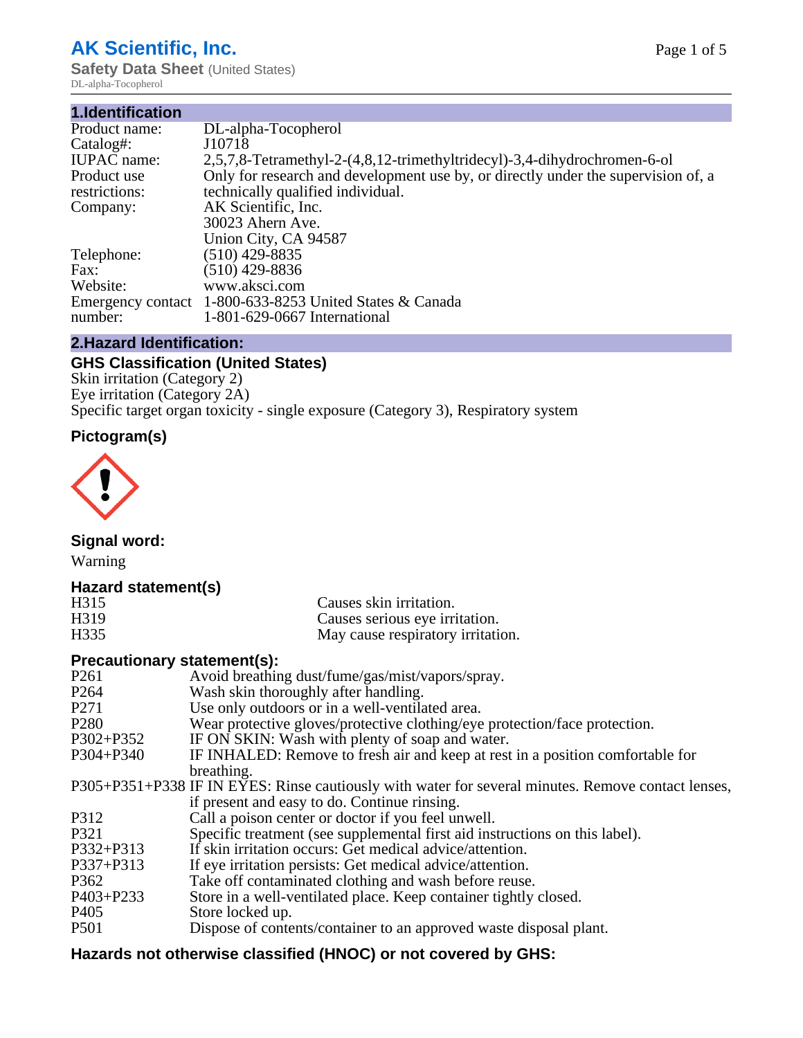# AK Scientific, Inc.

**Safety Data Sheet** (United States)

DL-alpha-Tocopherol

## 1.Identification

| | |
|---|---|
| Product name: | DL-alpha-Tocopherol |
| Catalog#: | J10718 |
| IUPAC name: | 2,5,7,8-Tetramethyl-2-(4,8,12-trimethyltridecyl)-3,4-dihydrochromen-6-ol |
| Product use restrictions: | Only for research and development use by, or directly under the supervision of, a technically qualified individual. |
| Company: | AK Scientific, Inc.<br>30023 Ahern Ave.<br>Union City, CA 94587 |
| Telephone: | (510) 429-8835 |
| Fax: | (510) 429-8836 |
| Website: | www.aksci.com |
| Emergency contact number: | 1-800-633-8253 United States & Canada<br>1-801-629-0667 International |

## 2.Hazard Identification:

### GHS Classification (United States)

Skin irritation (Category 2)
Eye irritation (Category 2A)
Specific target organ toxicity - single exposure (Category 3), Respiratory system

### Pictogram(s)

### Signal word:

Warning

### Hazard statement(s)

| | |
|---|---|
| H315 | Causes skin irritation. |
| H319 | Causes serious eye irritation. |
| H335 | May cause respiratory irritation. |

### Precautionary statement(s):

| | |
|---|---|
| P261 | Avoid breathing dust/fume/gas/mist/vapors/spray. |
| P264 | Wash skin thoroughly after handling. |
| P271 | Use only outdoors or in a well-ventilated area. |
| P280 | Wear protective gloves/protective clothing/eye protection/face protection. |
| P302+P352 | IF ON SKIN: Wash with plenty of soap and water. |
| P304+P340 | IF INHALED: Remove to fresh air and keep at rest in a position comfortable for breathing. |
| P305+P351+P338 | IF IN EYES: Rinse cautiously with water for several minutes. Remove contact lenses, if present and easy to do. Continue rinsing. |
| P312 | Call a poison center or doctor if you feel unwell. |
| P321 | Specific treatment (see supplemental first aid instructions on this label). |
| P332+P313 | If skin irritation occurs: Get medical advice/attention. |
| P337+P313 | If eye irritation persists: Get medical advice/attention. |
| P362 | Take off contaminated clothing and wash before reuse. |
| P403+P233 | Store in a well-ventilated place. Keep container tightly closed. |
| P405 | Store locked up. |
| P501 | Dispose of contents/container to an approved waste disposal plant. |

### Hazards not otherwise classified (HNOC) or not covered by GHS: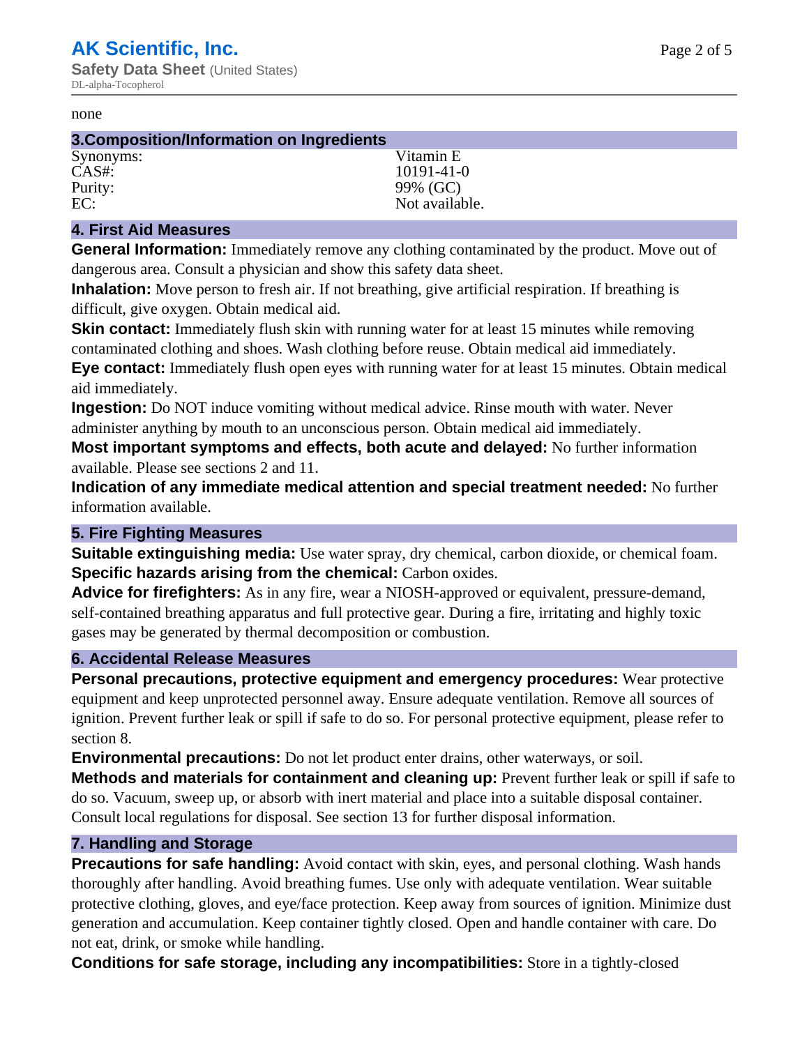none

## 3.Composition/Information on Ingredients

| | |
|---|---|
| Synonyms: | Vitamin E |
| CAS#: | 10191-41-0 |
| Purity: | 99% (GC) |
| EC: | Not available. |

## 4. First Aid Measures

**General Information:** Immediately remove any clothing contaminated by the product. Move out of dangerous area. Consult a physician and show this safety data sheet.

**Inhalation:** Move person to fresh air. If not breathing, give artificial respiration. If breathing is difficult, give oxygen. Obtain medical aid.

**Skin contact:** Immediately flush skin with running water for at least 15 minutes while removing contaminated clothing and shoes. Wash clothing before reuse. Obtain medical aid immediately.

**Eye contact:** Immediately flush open eyes with running water for at least 15 minutes. Obtain medical aid immediately.

**Ingestion:** Do NOT induce vomiting without medical advice. Rinse mouth with water. Never administer anything by mouth to an unconscious person. Obtain medical aid immediately.

**Most important symptoms and effects, both acute and delayed:** No further information available. Please see sections 2 and 11.

**Indication of any immediate medical attention and special treatment needed:** No further information available.

## 5. Fire Fighting Measures

**Suitable extinguishing media:** Use water spray, dry chemical, carbon dioxide, or chemical foam.

**Specific hazards arising from the chemical:** Carbon oxides.

**Advice for firefighters:** As in any fire, wear a NIOSH-approved or equivalent, pressure-demand, self-contained breathing apparatus and full protective gear. During a fire, irritating and highly toxic gases may be generated by thermal decomposition or combustion.

## 6. Accidental Release Measures

**Personal precautions, protective equipment and emergency procedures:** Wear protective equipment and keep unprotected personnel away. Ensure adequate ventilation. Remove all sources of ignition. Prevent further leak or spill if safe to do so. For personal protective equipment, please refer to section 8.

**Environmental precautions:** Do not let product enter drains, other waterways, or soil.

**Methods and materials for containment and cleaning up:** Prevent further leak or spill if safe to do so. Vacuum, sweep up, or absorb with inert material and place into a suitable disposal container. Consult local regulations for disposal. See section 13 for further disposal information.

## 7. Handling and Storage

**Precautions for safe handling:** Avoid contact with skin, eyes, and personal clothing. Wash hands thoroughly after handling. Avoid breathing fumes. Use only with adequate ventilation. Wear suitable protective clothing, gloves, and eye/face protection. Keep away from sources of ignition. Minimize dust generation and accumulation. Keep container tightly closed. Open and handle container with care. Do not eat, drink, or smoke while handling.

**Conditions for safe storage, including any incompatibilities:** Store in a tightly-closed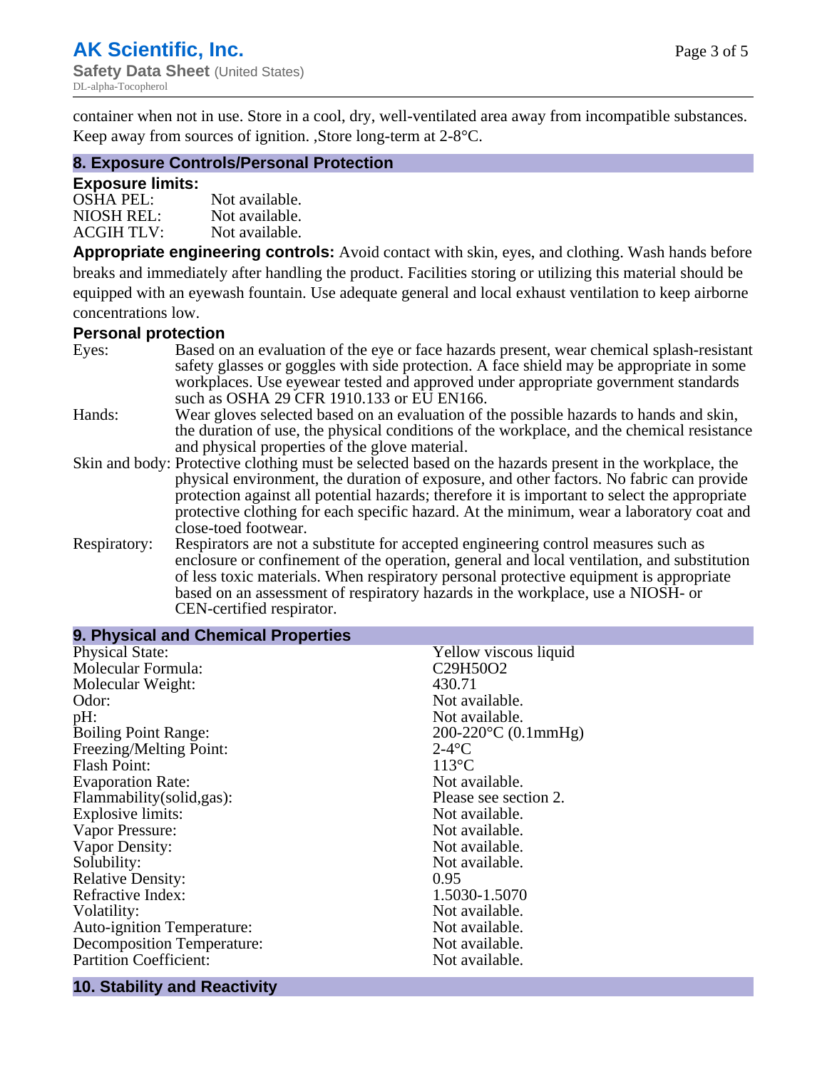container when not in use. Store in a cool, dry, well-ventilated area away from incompatible substances. Keep away from sources of ignition. ,Store long-term at 2-8°C.

## 8. Exposure Controls/Personal Protection

### Exposure limits:

| | |
|---|---|
| OSHA PEL: | Not available. |
| NIOSH REL: | Not available. |
| ACGIH TLV: | Not available. |

**Appropriate engineering controls:** Avoid contact with skin, eyes, and clothing. Wash hands before breaks and immediately after handling the product. Facilities storing or utilizing this material should be equipped with an eyewash fountain. Use adequate general and local exhaust ventilation to keep airborne concentrations low.

### Personal protection

| | |
|---|---|
| Eyes: | Based on an evaluation of the eye or face hazards present, wear chemical splash-resistant safety glasses or goggles with side protection. A face shield may be appropriate in some workplaces. Use eyewear tested and approved under appropriate government standards such as OSHA 29 CFR 1910.133 or EU EN166. |
| Hands: | Wear gloves selected based on an evaluation of the possible hazards to hands and skin, the duration of use, the physical conditions of the workplace, and the chemical resistance and physical properties of the glove material. |
| Skin and body: | Protective clothing must be selected based on the hazards present in the workplace, the physical environment, the duration of exposure, and other factors. No fabric can provide protection against all potential hazards; therefore it is important to select the appropriate protective clothing for each specific hazard. At the minimum, wear a laboratory coat and close-toed footwear. |
| Respiratory: | Respirators are not a substitute for accepted engineering control measures such as enclosure or confinement of the operation, general and local ventilation, and substitution of less toxic materials. When respiratory personal protective equipment is appropriate based on an assessment of respiratory hazards in the workplace, use a NIOSH- or CEN-certified respirator. |

## 9. Physical and Chemical Properties

| | |
|---|---|
| Physical State: | Yellow viscous liquid |
| Molecular Formula: | $C_{29}H_{50}O_2$ |
| Molecular Weight: | 430.71 |
| Odor: | Not available. |
| pH: | Not available. |
| Boiling Point Range: | 200-220°C (0.1mmHg) |
| Freezing/Melting Point: | 2-4°C |
| Flash Point: | 113°C |
| Evaporation Rate: | Not available. |
| Flammability(solid,gas): | Please see section 2. |
| Explosive limits: | Not available. |
| Vapor Pressure: | Not available. |
| Vapor Density: | Not available. |
| Solubility: | Not available. |
| Relative Density: | 0.95 |
| Refractive Index: | 1.5030-1.5070 |
| Volatility: | Not available. |
| Auto-ignition Temperature: | Not available. |
| Decomposition Temperature: | Not available. |
| Partition Coefficient: | Not available. |

## 10. Stability and Reactivity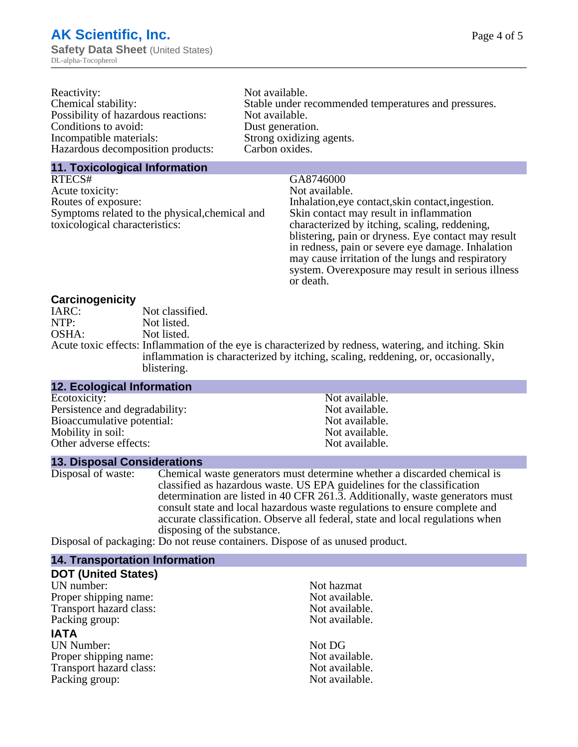| | |
|---|---|
| Reactivity: | Not available. |
| Chemical stability: | Stable under recommended temperatures and pressures. |
| Possibility of hazardous reactions: | Not available. |
| Conditions to avoid: | Dust generation. |
| Incompatible materials: | Strong oxidizing agents. |
| Hazardous decomposition products: | Carbon oxides. |

## 11. Toxicological Information

| | |
|---|---|
| RTECS# | GA8746000 |
| Acute toxicity: | Not available. |
| Routes of exposure: | Inhalation,eye contact,skin contact,ingestion. |
| Symptoms related to the physical,chemical and toxicological characteristics: | Skin contact may result in inflammation characterized by itching, scaling, reddening, blistering, pain or dryness. Eye contact may result in redness, pain or severe eye damage. Inhalation may cause irritation of the lungs and respiratory system. Overexposure may result in serious illness or death. |

### Carcinogenicity

| | |
|---|---|
| IARC: | Not classified. |
| NTP: | Not listed. |
| OSHA: | Not listed. |
| Acute toxic effects: | Inflammation of the eye is characterized by redness, watering, and itching. Skin inflammation is characterized by itching, scaling, reddening, or, occasionally, blistering. |

## 12. Ecological Information

| | |
|---|---|
| Ecotoxicity: | Not available. |
| Persistence and degradability: | Not available. |
| Bioaccumulative potential: | Not available. |
| Mobility in soil: | Not available. |
| Other adverse effects: | Not available. |

## 13. Disposal Considerations

| | |
|---|---|
| Disposal of waste: | Chemical waste generators must determine whether a discarded chemical is classified as hazardous waste. US EPA guidelines for the classification determination are listed in 40 CFR 261.3. Additionally, waste generators must consult state and local hazardous waste regulations to ensure complete and accurate classification. Observe all federal, state and local regulations when disposing of the substance. |
| Disposal of packaging: | Do not reuse containers. Dispose of as unused product. |

## 14. Transportation Information

### DOT (United States)

| | |
|---|---|
| UN number: | Not hazmat |
| Proper shipping name: | Not available. |
| Transport hazard class: | Not available. |
| Packing group: | Not available. |

### IATA

| | |
|---|---|
| UN Number: | Not DG |
| Proper shipping name: | Not available. |
| Transport hazard class: | Not available. |
| Packing group: | Not available. |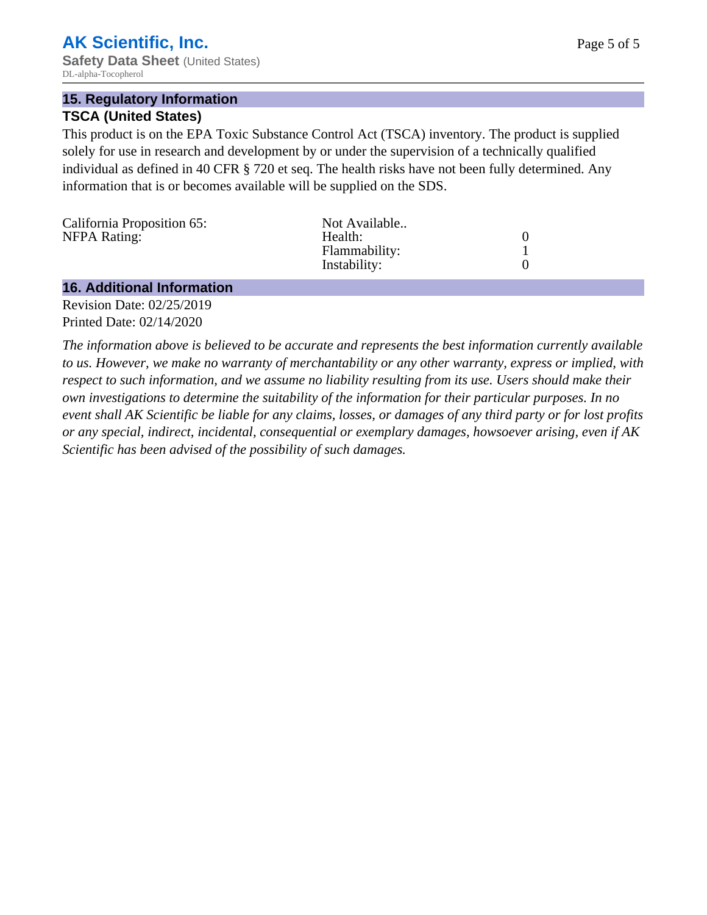## 15. Regulatory Information

### TSCA (United States)

This product is on the EPA Toxic Substance Control Act (TSCA) inventory. The product is supplied solely for use in research and development by or under the supervision of a technically qualified individual as defined in 40 CFR § 720 et seq. The health risks have not been fully determined. Any information that is or becomes available will be supplied on the SDS.

| | | |
|---|---|---|
| California Proposition 65: | Not Available.. | |
| NFPA Rating: | Health: | 0 |
| | Flammability: | 1 |
| | Instability: | 0 |

## 16. Additional Information

Revision Date: 02/25/2019
Printed Date: 02/14/2020

*The information above is believed to be accurate and represents the best information currently available to us. However, we make no warranty of merchantability or any other warranty, express or implied, with respect to such information, and we assume no liability resulting from its use. Users should make their own investigations to determine the suitability of the information for their particular purposes. In no event shall AK Scientific be liable for any claims, losses, or damages of any third party or for lost profits or any special, indirect, incidental, consequential or exemplary damages, howsoever arising, even if AK Scientific has been advised of the possibility of such damages.*